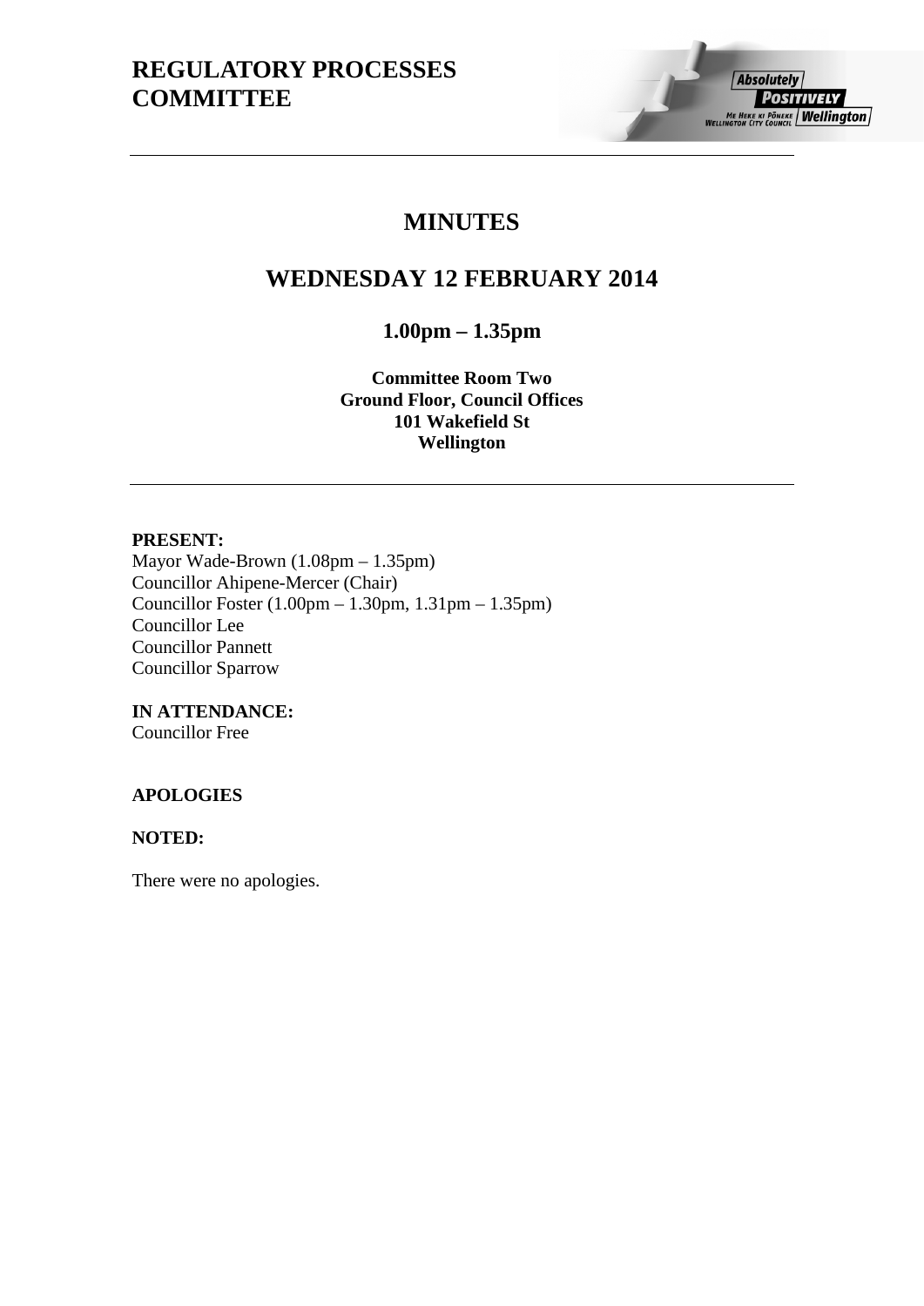# REGULATORY PROCESSES COMMITTEE

## MINUTES

## WEDNESDAY 12 FEBRUARY 2014

### 1.00pm – 1.35pm

**Committee Room Two**
**Ground Floor, Council Offices**
**101 Wakefield St**
**Wellington**

---

**PRESENT:**
Mayor Wade-Brown (1.08pm – 1.35pm)
Councillor Ahipene-Mercer (Chair)
Councillor Foster (1.00pm – 1.30pm, 1.31pm – 1.35pm)
Councillor Lee
Councillor Pannett
Councillor Sparrow

**IN ATTENDANCE:**
Councillor Free

**APOLOGIES**

**NOTED:**

There were no apologies.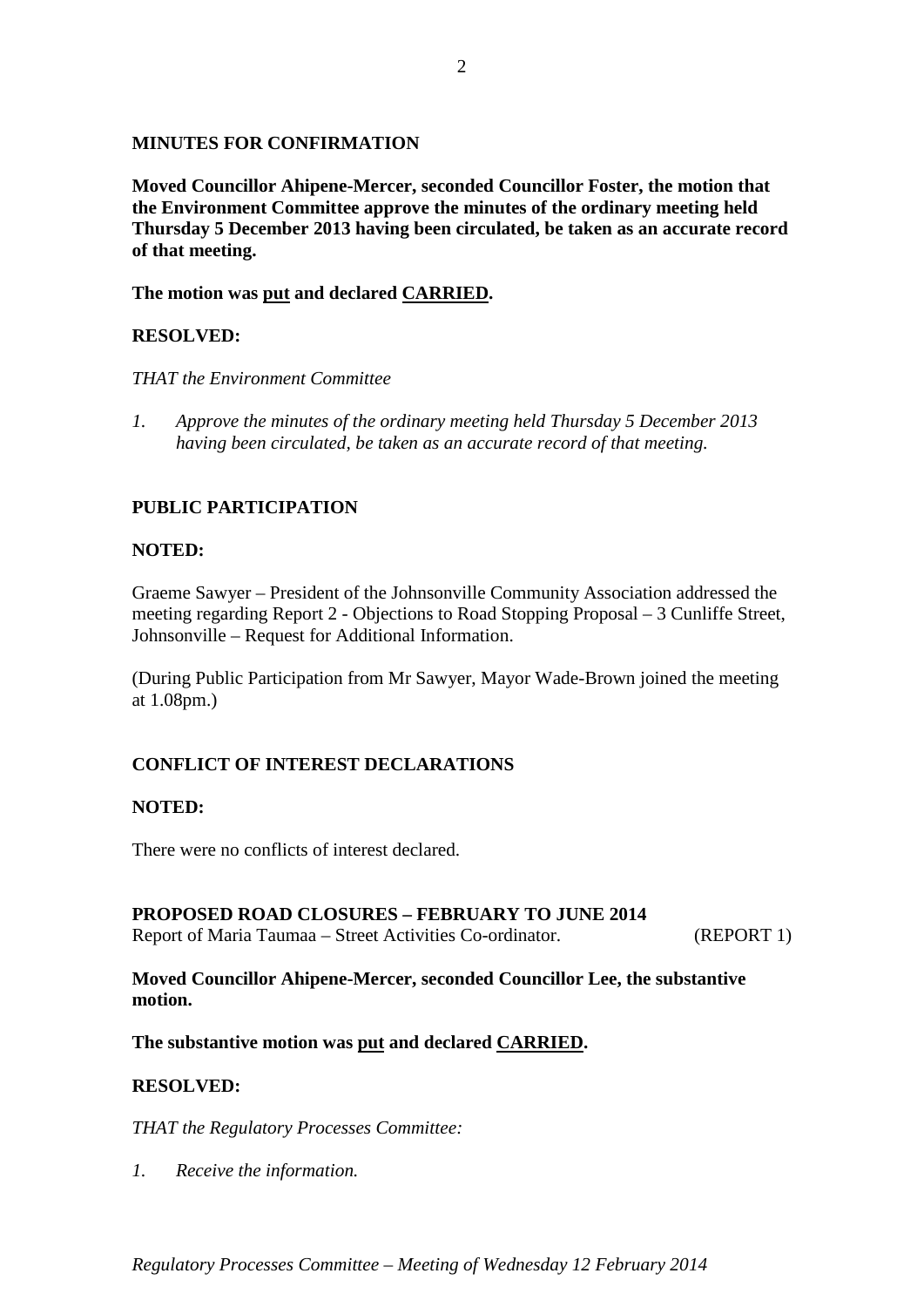**MINUTES FOR CONFIRMATION**

**Moved Councillor Ahipene-Mercer, seconded Councillor Foster, the motion that the Environment Committee approve the minutes of the ordinary meeting held Thursday 5 December 2013 having been circulated, be taken as an accurate record of that meeting.**

**The motion was <u>put</u> and declared <u>CARRIED</u>.**

**RESOLVED:**

*THAT the Environment Committee*

1. *Approve the minutes of the ordinary meeting held Thursday 5 December 2013 having been circulated, be taken as an accurate record of that meeting.*

**PUBLIC PARTICIPATION**

**NOTED:**

Graeme Sawyer – President of the Johnsonville Community Association addressed the meeting regarding Report 2 - Objections to Road Stopping Proposal – 3 Cunliffe Street, Johnsonville – Request for Additional Information.

(During Public Participation from Mr Sawyer, Mayor Wade-Brown joined the meeting at 1.08pm.)

**CONFLICT OF INTEREST DECLARATIONS**

**NOTED:**

There were no conflicts of interest declared.

**PROPOSED ROAD CLOSURES – FEBRUARY TO JUNE 2014**

Report of Maria Taumaa – Street Activities Co-ordinator. (REPORT 1)

**Moved Councillor Ahipene-Mercer, seconded Councillor Lee, the substantive motion.**

**The substantive motion was <u>put</u> and declared <u>CARRIED</u>.**

**RESOLVED:**

*THAT the Regulatory Processes Committee:*

1. *Receive the information.*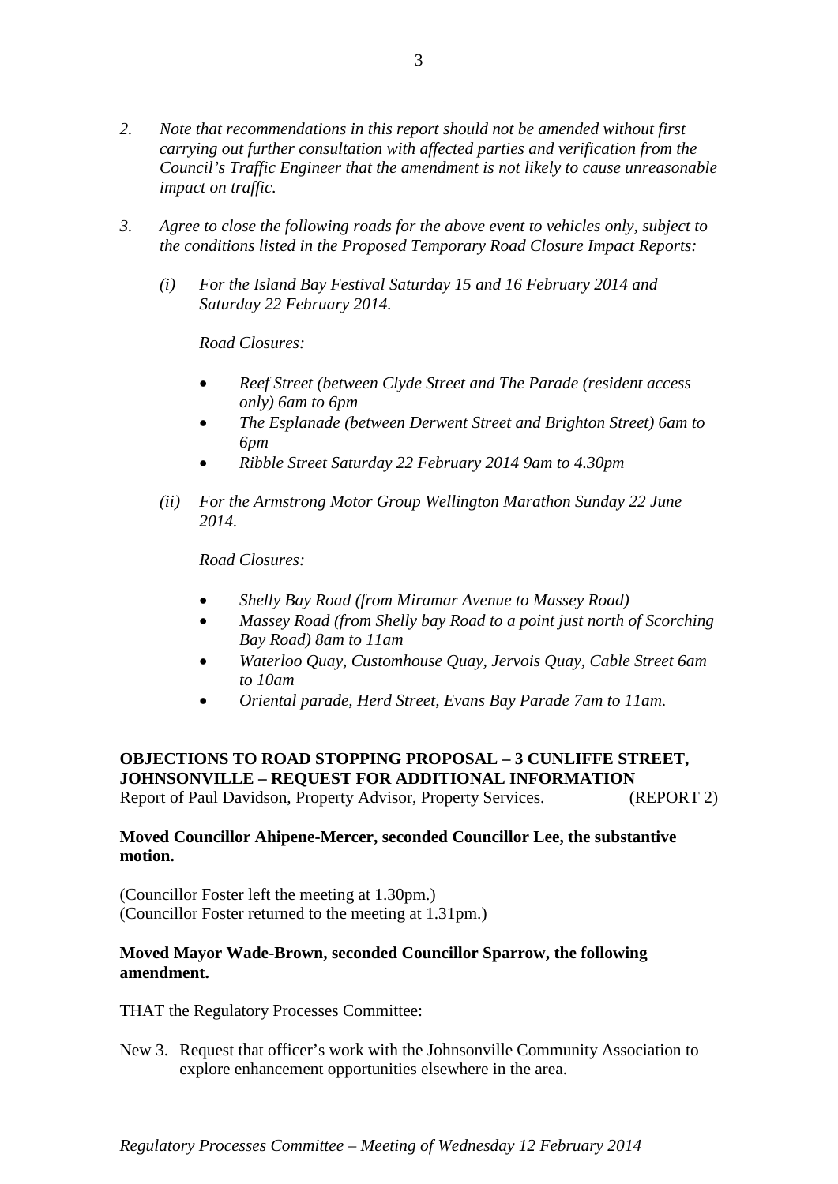*2. Note that recommendations in this report should not be amended without first carrying out further consultation with affected parties and verification from the Council's Traffic Engineer that the amendment is not likely to cause unreasonable impact on traffic.*

*3. Agree to close the following roads for the above event to vehicles only, subject to the conditions listed in the Proposed Temporary Road Closure Impact Reports:*

*(i) For the Island Bay Festival Saturday 15 and 16 February 2014 and Saturday 22 February 2014.*

*Road Closures:*

- *Reef Street (between Clyde Street and The Parade (resident access only) 6am to 6pm*
- *The Esplanade (between Derwent Street and Brighton Street) 6am to 6pm*
- *Ribble Street Saturday 22 February 2014 9am to 4.30pm*

*(ii) For the Armstrong Motor Group Wellington Marathon Sunday 22 June 2014.*

*Road Closures:*

- *Shelly Bay Road (from Miramar Avenue to Massey Road)*
- *Massey Road (from Shelly bay Road to a point just north of Scorching Bay Road) 8am to 11am*
- *Waterloo Quay, Customhouse Quay, Jervois Quay, Cable Street 6am to 10am*
- *Oriental parade, Herd Street, Evans Bay Parade 7am to 11am.*

**OBJECTIONS TO ROAD STOPPING PROPOSAL – 3 CUNLIFFE STREET, JOHNSONVILLE – REQUEST FOR ADDITIONAL INFORMATION**
Report of Paul Davidson, Property Advisor, Property Services. (REPORT 2)

**Moved Councillor Ahipene-Mercer, seconded Councillor Lee, the substantive motion.**

(Councillor Foster left the meeting at 1.30pm.)
(Councillor Foster returned to the meeting at 1.31pm.)

**Moved Mayor Wade-Brown, seconded Councillor Sparrow, the following amendment.**

THAT the Regulatory Processes Committee:

New 3. Request that officer's work with the Johnsonville Community Association to explore enhancement opportunities elsewhere in the area.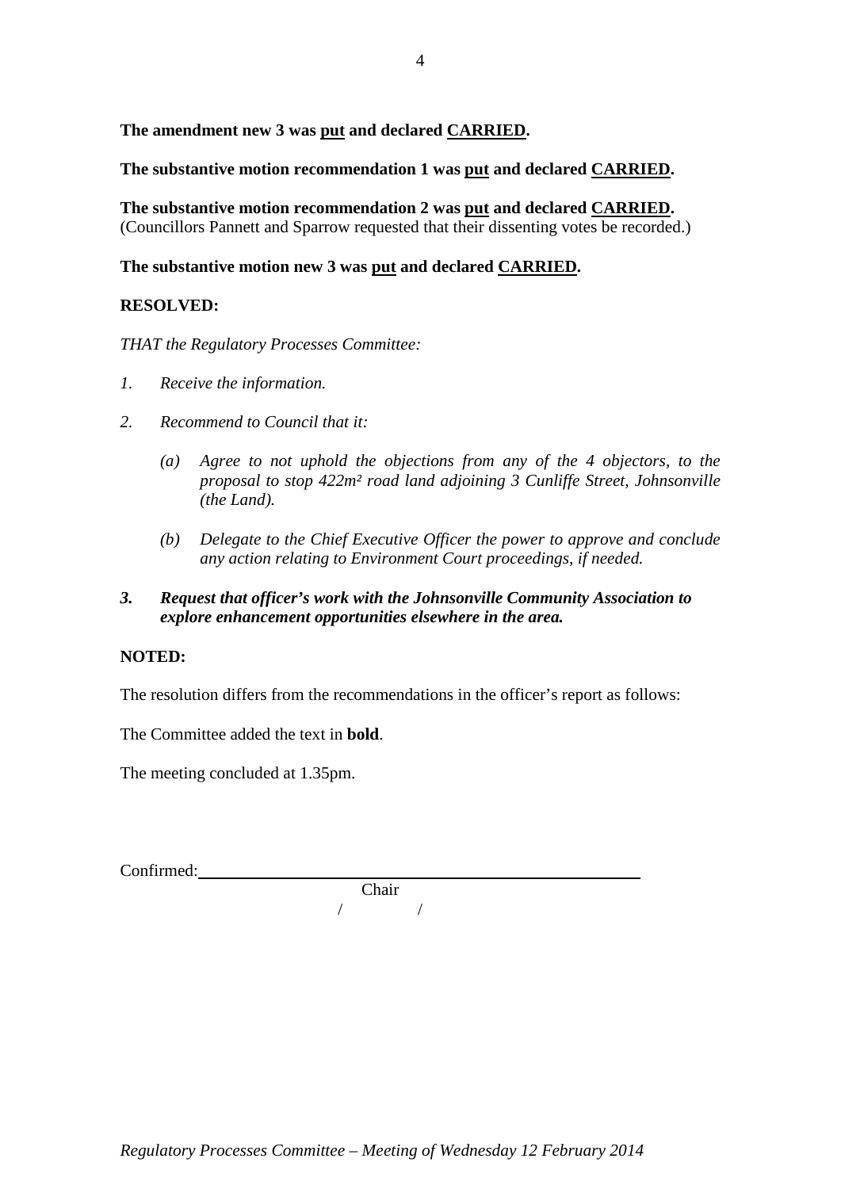**The amendment new 3 was put and declared CARRIED.**

**The substantive motion recommendation 1 was put and declared CARRIED.**

**The substantive motion recommendation 2 was put and declared CARRIED.**
(Councillors Pannett and Sparrow requested that their dissenting votes be recorded.)

**The substantive motion new 3 was put and declared CARRIED.**

**RESOLVED:**

*THAT the Regulatory Processes Committee:*

1. *Receive the information.*

2. *Recommend to Council that it:*

   (a) *Agree to not uphold the objections from any of the 4 objectors, to the proposal to stop 422m² road land adjoining 3 Cunliffe Street, Johnsonville (the Land).*

   (b) *Delegate to the Chief Executive Officer the power to approve and conclude any action relating to Environment Court proceedings, if needed.*

3. ***Request that officer's work with the Johnsonville Community Association to explore enhancement opportunities elsewhere in the area.***

**NOTED:**

The resolution differs from the recommendations in the officer's report as follows:

The Committee added the text in **bold**.

The meeting concluded at 1.35pm.

Confirmed: ______________________________________________

Chair

/ /